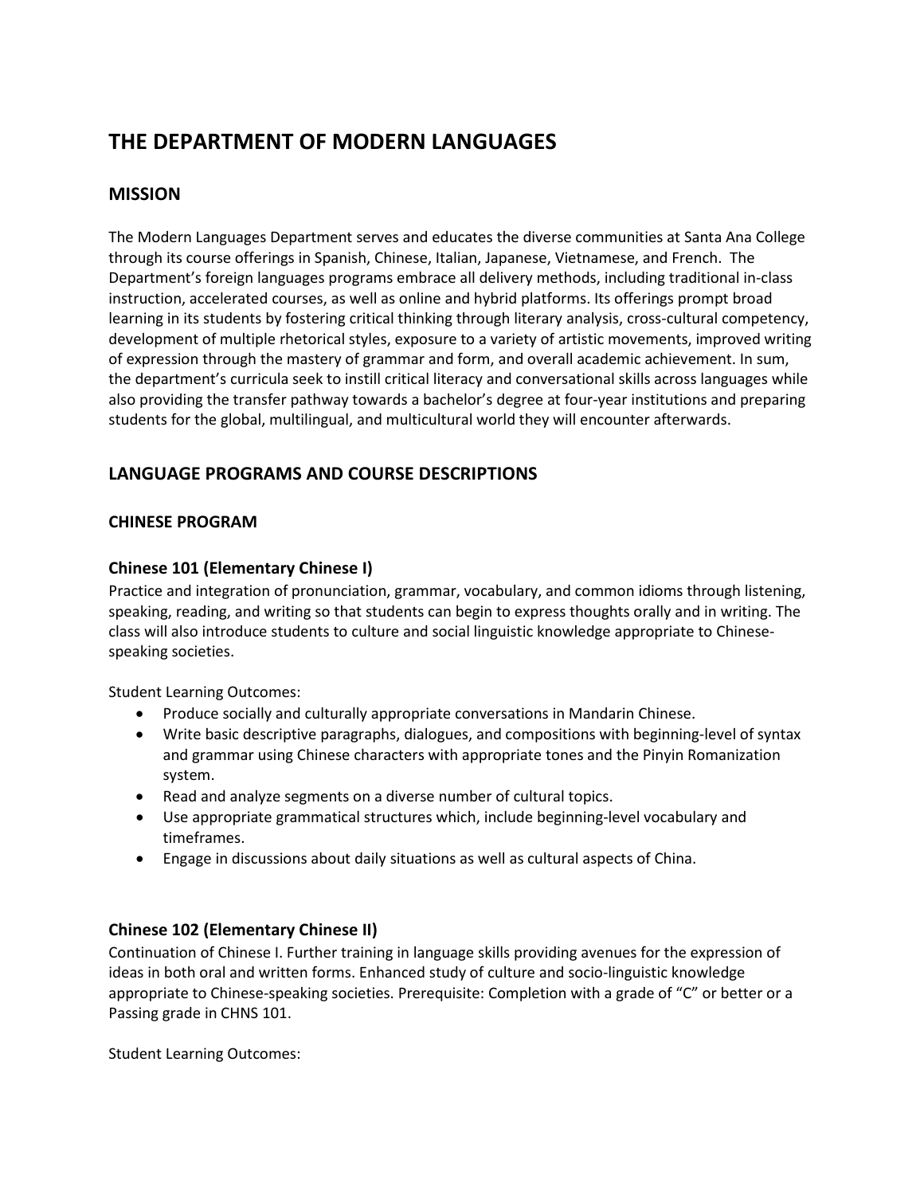# THE DEPARTMENT OF MODERN LANGUAGES

## MISSION

The Modern Languages Department serves and educates the diverse communities at Santa Ana College through its course offerings in Spanish, Chinese, Italian, Japanese, Vietnamese, and French. The Department's foreign languages programs embrace all delivery methods, including traditional in-class instruction, accelerated courses, as well as online and hybrid platforms. Its offerings prompt broad learning in its students by fostering critical thinking through literary analysis, cross-cultural competency, development of multiple rhetorical styles, exposure to a variety of artistic movements, improved writing of expression through the mastery of grammar and form, and overall academic achievement. In sum, the department's curricula seek to instill critical literacy and conversational skills across languages while also providing the transfer pathway towards a bachelor's degree at four-year institutions and preparing students for the global, multilingual, and multicultural world they will encounter afterwards.

## LANGUAGE PROGRAMS AND COURSE DESCRIPTIONS

### CHINESE PROGRAM

### Chinese 101 (Elementary Chinese I)

Practice and integration of pronunciation, grammar, vocabulary, and common idioms through listening, speaking, reading, and writing so that students can begin to express thoughts orally and in writing. The class will also introduce students to culture and social linguistic knowledge appropriate to Chinese-speaking societies.

Student Learning Outcomes:

- Produce socially and culturally appropriate conversations in Mandarin Chinese.
- Write basic descriptive paragraphs, dialogues, and compositions with beginning-level of syntax and grammar using Chinese characters with appropriate tones and the Pinyin Romanization system.
- Read and analyze segments on a diverse number of cultural topics.
- Use appropriate grammatical structures which, include beginning-level vocabulary and timeframes.
- Engage in discussions about daily situations as well as cultural aspects of China.

### Chinese 102 (Elementary Chinese II)

Continuation of Chinese I. Further training in language skills providing avenues for the expression of ideas in both oral and written forms. Enhanced study of culture and socio-linguistic knowledge appropriate to Chinese-speaking societies. Prerequisite: Completion with a grade of "C" or better or a Passing grade in CHNS 101.

Student Learning Outcomes: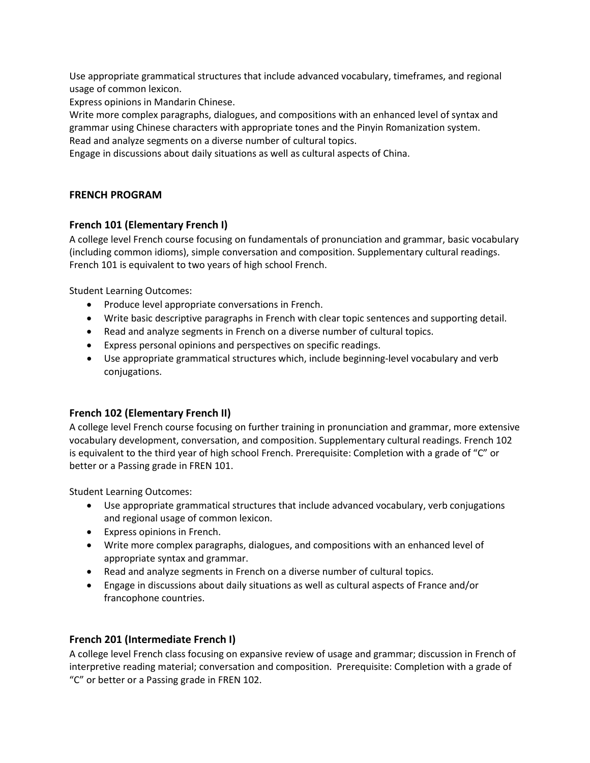Use appropriate grammatical structures that include advanced vocabulary, timeframes, and regional usage of common lexicon.
Express opinions in Mandarin Chinese.
Write more complex paragraphs, dialogues, and compositions with an enhanced level of syntax and grammar using Chinese characters with appropriate tones and the Pinyin Romanization system.
Read and analyze segments on a diverse number of cultural topics.
Engage in discussions about daily situations as well as cultural aspects of China.

## FRENCH PROGRAM

### French 101 (Elementary French I)

A college level French course focusing on fundamentals of pronunciation and grammar, basic vocabulary (including common idioms), simple conversation and composition. Supplementary cultural readings. French 101 is equivalent to two years of high school French.

Student Learning Outcomes:

- Produce level appropriate conversations in French.
- Write basic descriptive paragraphs in French with clear topic sentences and supporting detail.
- Read and analyze segments in French on a diverse number of cultural topics.
- Express personal opinions and perspectives on specific readings.
- Use appropriate grammatical structures which, include beginning-level vocabulary and verb conjugations.

### French 102 (Elementary French II)

A college level French course focusing on further training in pronunciation and grammar, more extensive vocabulary development, conversation, and composition. Supplementary cultural readings. French 102 is equivalent to the third year of high school French. Prerequisite: Completion with a grade of "C" or better or a Passing grade in FREN 101.

Student Learning Outcomes:

- Use appropriate grammatical structures that include advanced vocabulary, verb conjugations and regional usage of common lexicon.
- Express opinions in French.
- Write more complex paragraphs, dialogues, and compositions with an enhanced level of appropriate syntax and grammar.
- Read and analyze segments in French on a diverse number of cultural topics.
- Engage in discussions about daily situations as well as cultural aspects of France and/or francophone countries.

### French 201 (Intermediate French I)

A college level French class focusing on expansive review of usage and grammar; discussion in French of interpretive reading material; conversation and composition. Prerequisite: Completion with a grade of "C" or better or a Passing grade in FREN 102.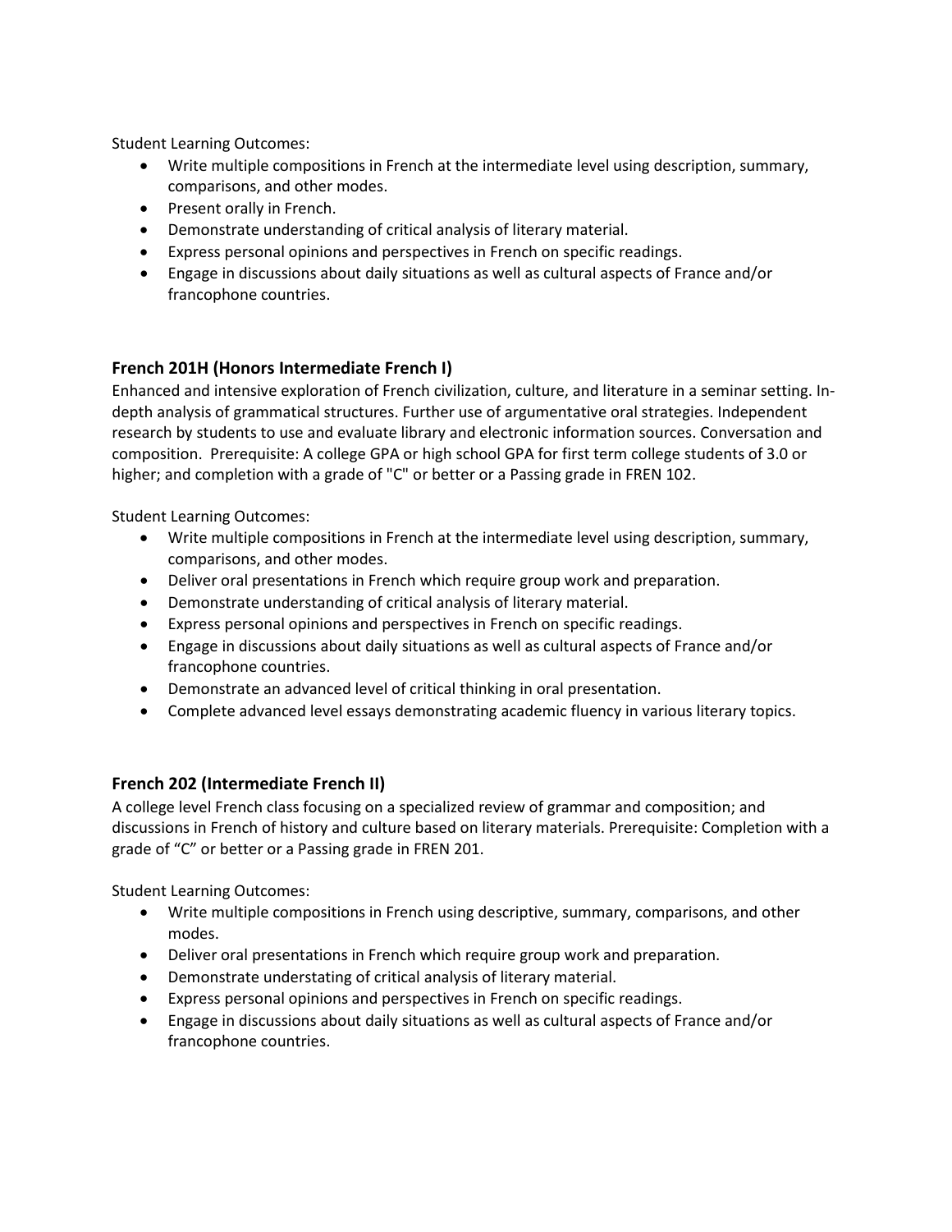Student Learning Outcomes:

- Write multiple compositions in French at the intermediate level using description, summary, comparisons, and other modes.
- Present orally in French.
- Demonstrate understanding of critical analysis of literary material.
- Express personal opinions and perspectives in French on specific readings.
- Engage in discussions about daily situations as well as cultural aspects of France and/or francophone countries.

### French 201H (Honors Intermediate French I)

Enhanced and intensive exploration of French civilization, culture, and literature in a seminar setting. In-depth analysis of grammatical structures. Further use of argumentative oral strategies. Independent research by students to use and evaluate library and electronic information sources. Conversation and composition. Prerequisite: A college GPA or high school GPA for first term college students of 3.0 or higher; and completion with a grade of "C" or better or a Passing grade in FREN 102.

Student Learning Outcomes:

- Write multiple compositions in French at the intermediate level using description, summary, comparisons, and other modes.
- Deliver oral presentations in French which require group work and preparation.
- Demonstrate understanding of critical analysis of literary material.
- Express personal opinions and perspectives in French on specific readings.
- Engage in discussions about daily situations as well as cultural aspects of France and/or francophone countries.
- Demonstrate an advanced level of critical thinking in oral presentation.
- Complete advanced level essays demonstrating academic fluency in various literary topics.

### French 202 (Intermediate French II)

A college level French class focusing on a specialized review of grammar and composition; and discussions in French of history and culture based on literary materials. Prerequisite: Completion with a grade of "C" or better or a Passing grade in FREN 201.

Student Learning Outcomes:

- Write multiple compositions in French using descriptive, summary, comparisons, and other modes.
- Deliver oral presentations in French which require group work and preparation.
- Demonstrate understating of critical analysis of literary material.
- Express personal opinions and perspectives in French on specific readings.
- Engage in discussions about daily situations as well as cultural aspects of France and/or francophone countries.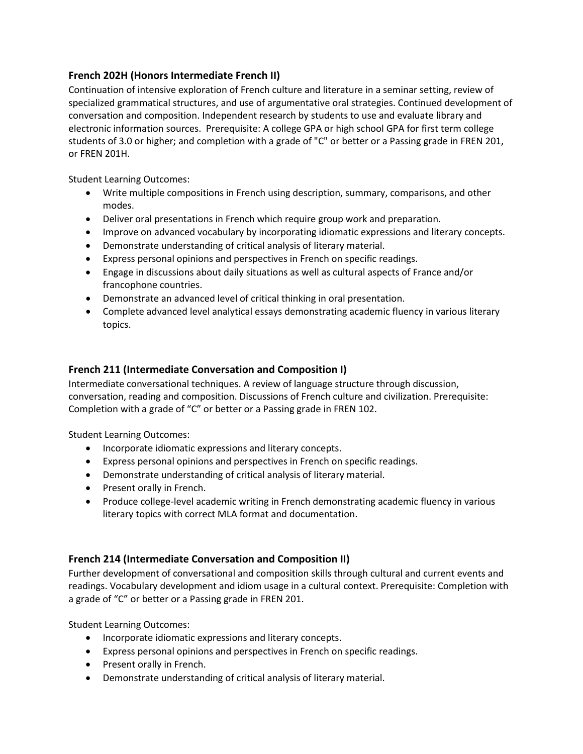### French 202H (Honors Intermediate French II)

Continuation of intensive exploration of French culture and literature in a seminar setting, review of specialized grammatical structures, and use of argumentative oral strategies. Continued development of conversation and composition. Independent research by students to use and evaluate library and electronic information sources. Prerequisite: A college GPA or high school GPA for first term college students of 3.0 or higher; and completion with a grade of "C" or better or a Passing grade in FREN 201, or FREN 201H.

Student Learning Outcomes:

- Write multiple compositions in French using description, summary, comparisons, and other modes.
- Deliver oral presentations in French which require group work and preparation.
- Improve on advanced vocabulary by incorporating idiomatic expressions and literary concepts.
- Demonstrate understanding of critical analysis of literary material.
- Express personal opinions and perspectives in French on specific readings.
- Engage in discussions about daily situations as well as cultural aspects of France and/or francophone countries.
- Demonstrate an advanced level of critical thinking in oral presentation.
- Complete advanced level analytical essays demonstrating academic fluency in various literary topics.

### French 211 (Intermediate Conversation and Composition I)

Intermediate conversational techniques. A review of language structure through discussion, conversation, reading and composition. Discussions of French culture and civilization. Prerequisite: Completion with a grade of "C" or better or a Passing grade in FREN 102.

Student Learning Outcomes:

- Incorporate idiomatic expressions and literary concepts.
- Express personal opinions and perspectives in French on specific readings.
- Demonstrate understanding of critical analysis of literary material.
- Present orally in French.
- Produce college-level academic writing in French demonstrating academic fluency in various literary topics with correct MLA format and documentation.

### French 214 (Intermediate Conversation and Composition II)

Further development of conversational and composition skills through cultural and current events and readings. Vocabulary development and idiom usage in a cultural context. Prerequisite: Completion with a grade of "C" or better or a Passing grade in FREN 201.

Student Learning Outcomes:

- Incorporate idiomatic expressions and literary concepts.
- Express personal opinions and perspectives in French on specific readings.
- Present orally in French.
- Demonstrate understanding of critical analysis of literary material.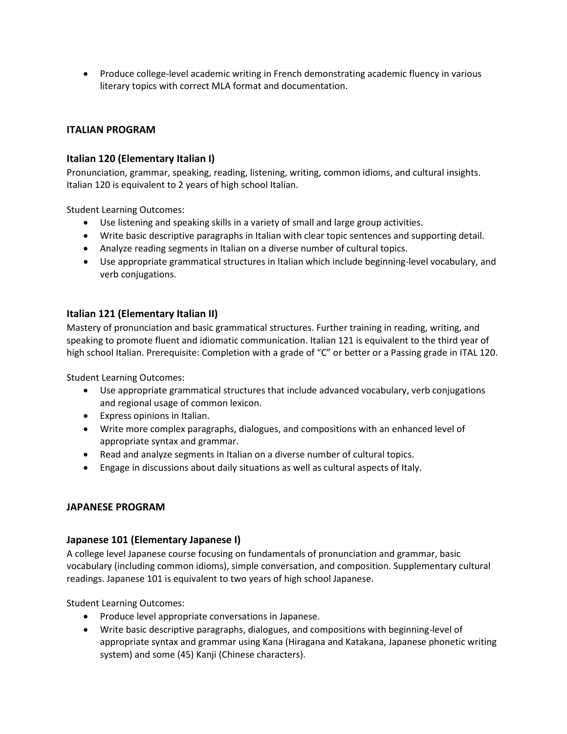- Produce college-level academic writing in French demonstrating academic fluency in various literary topics with correct MLA format and documentation.

## ITALIAN PROGRAM

### Italian 120 (Elementary Italian I)

Pronunciation, grammar, speaking, reading, listening, writing, common idioms, and cultural insights. Italian 120 is equivalent to 2 years of high school Italian.

Student Learning Outcomes:

- Use listening and speaking skills in a variety of small and large group activities.
- Write basic descriptive paragraphs in Italian with clear topic sentences and supporting detail.
- Analyze reading segments in Italian on a diverse number of cultural topics.
- Use appropriate grammatical structures in Italian which include beginning-level vocabulary, and verb conjugations.

### Italian 121 (Elementary Italian II)

Mastery of pronunciation and basic grammatical structures. Further training in reading, writing, and speaking to promote fluent and idiomatic communication. Italian 121 is equivalent to the third year of high school Italian. Prerequisite: Completion with a grade of "C" or better or a Passing grade in ITAL 120.

Student Learning Outcomes:

- Use appropriate grammatical structures that include advanced vocabulary, verb conjugations and regional usage of common lexicon.
- Express opinions in Italian.
- Write more complex paragraphs, dialogues, and compositions with an enhanced level of appropriate syntax and grammar.
- Read and analyze segments in Italian on a diverse number of cultural topics.
- Engage in discussions about daily situations as well as cultural aspects of Italy.

## JAPANESE PROGRAM

### Japanese 101 (Elementary Japanese I)

A college level Japanese course focusing on fundamentals of pronunciation and grammar, basic vocabulary (including common idioms), simple conversation, and composition. Supplementary cultural readings. Japanese 101 is equivalent to two years of high school Japanese.

Student Learning Outcomes:

- Produce level appropriate conversations in Japanese.
- Write basic descriptive paragraphs, dialogues, and compositions with beginning-level of appropriate syntax and grammar using Kana (Hiragana and Katakana, Japanese phonetic writing system) and some (45) Kanji (Chinese characters).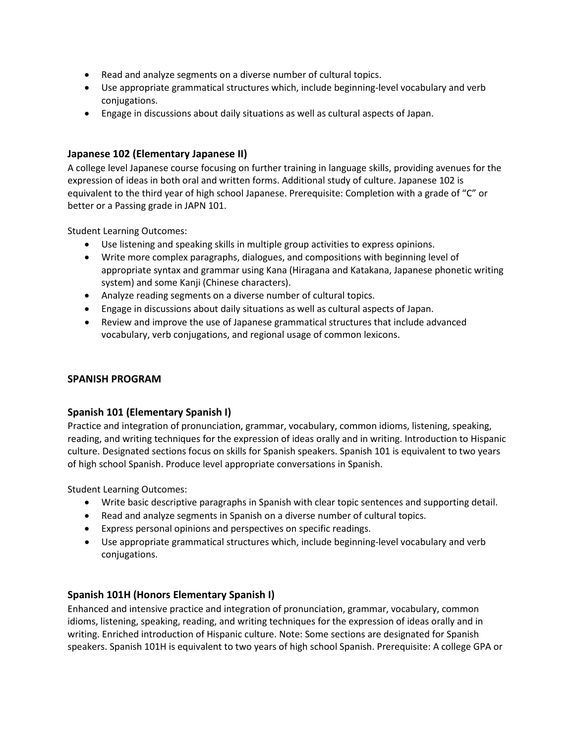- Read and analyze segments on a diverse number of cultural topics.
- Use appropriate grammatical structures which, include beginning-level vocabulary and verb conjugations.
- Engage in discussions about daily situations as well as cultural aspects of Japan.

### Japanese 102 (Elementary Japanese II)

A college level Japanese course focusing on further training in language skills, providing avenues for the expression of ideas in both oral and written forms. Additional study of culture. Japanese 102 is equivalent to the third year of high school Japanese. Prerequisite: Completion with a grade of "C" or better or a Passing grade in JAPN 101.

Student Learning Outcomes:

- Use listening and speaking skills in multiple group activities to express opinions.
- Write more complex paragraphs, dialogues, and compositions with beginning level of appropriate syntax and grammar using Kana (Hiragana and Katakana, Japanese phonetic writing system) and some Kanji (Chinese characters).
- Analyze reading segments on a diverse number of cultural topics.
- Engage in discussions about daily situations as well as cultural aspects of Japan.
- Review and improve the use of Japanese grammatical structures that include advanced vocabulary, verb conjugations, and regional usage of common lexicons.

## SPANISH PROGRAM

### Spanish 101 (Elementary Spanish I)

Practice and integration of pronunciation, grammar, vocabulary, common idioms, listening, speaking, reading, and writing techniques for the expression of ideas orally and in writing. Introduction to Hispanic culture. Designated sections focus on skills for Spanish speakers. Spanish 101 is equivalent to two years of high school Spanish. Produce level appropriate conversations in Spanish.

Student Learning Outcomes:

- Write basic descriptive paragraphs in Spanish with clear topic sentences and supporting detail.
- Read and analyze segments in Spanish on a diverse number of cultural topics.
- Express personal opinions and perspectives on specific readings.
- Use appropriate grammatical structures which, include beginning-level vocabulary and verb conjugations.

### Spanish 101H (Honors Elementary Spanish I)

Enhanced and intensive practice and integration of pronunciation, grammar, vocabulary, common idioms, listening, speaking, reading, and writing techniques for the expression of ideas orally and in writing. Enriched introduction of Hispanic culture. Note: Some sections are designated for Spanish speakers. Spanish 101H is equivalent to two years of high school Spanish. Prerequisite: A college GPA or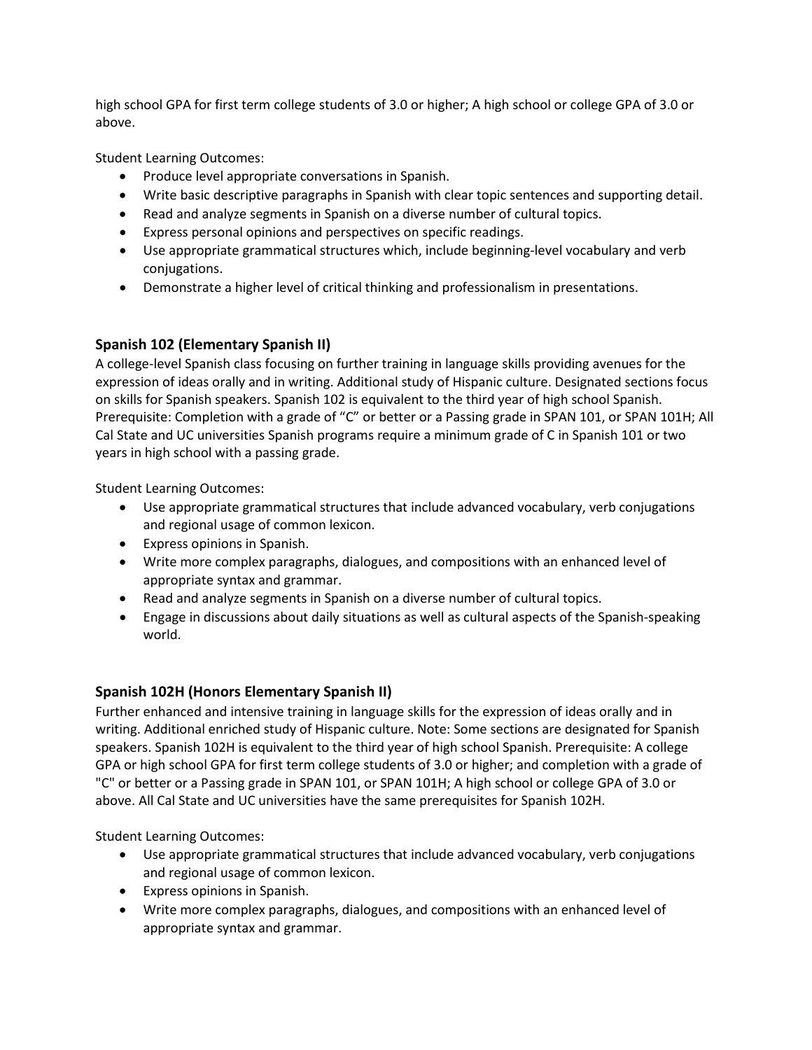high school GPA for first term college students of 3.0 or higher; A high school or college GPA of 3.0 or above.

Student Learning Outcomes:

- Produce level appropriate conversations in Spanish.
- Write basic descriptive paragraphs in Spanish with clear topic sentences and supporting detail.
- Read and analyze segments in Spanish on a diverse number of cultural topics.
- Express personal opinions and perspectives on specific readings.
- Use appropriate grammatical structures which, include beginning-level vocabulary and verb conjugations.
- Demonstrate a higher level of critical thinking and professionalism in presentations.

### Spanish 102 (Elementary Spanish II)

A college-level Spanish class focusing on further training in language skills providing avenues for the expression of ideas orally and in writing. Additional study of Hispanic culture. Designated sections focus on skills for Spanish speakers. Spanish 102 is equivalent to the third year of high school Spanish. Prerequisite: Completion with a grade of "C" or better or a Passing grade in SPAN 101, or SPAN 101H; All Cal State and UC universities Spanish programs require a minimum grade of C in Spanish 101 or two years in high school with a passing grade.

Student Learning Outcomes:

- Use appropriate grammatical structures that include advanced vocabulary, verb conjugations and regional usage of common lexicon.
- Express opinions in Spanish.
- Write more complex paragraphs, dialogues, and compositions with an enhanced level of appropriate syntax and grammar.
- Read and analyze segments in Spanish on a diverse number of cultural topics.
- Engage in discussions about daily situations as well as cultural aspects of the Spanish-speaking world.

### Spanish 102H (Honors Elementary Spanish II)

Further enhanced and intensive training in language skills for the expression of ideas orally and in writing. Additional enriched study of Hispanic culture. Note: Some sections are designated for Spanish speakers. Spanish 102H is equivalent to the third year of high school Spanish. Prerequisite: A college GPA or high school GPA for first term college students of 3.0 or higher; and completion with a grade of "C" or better or a Passing grade in SPAN 101, or SPAN 101H; A high school or college GPA of 3.0 or above. All Cal State and UC universities have the same prerequisites for Spanish 102H.

Student Learning Outcomes:

- Use appropriate grammatical structures that include advanced vocabulary, verb conjugations and regional usage of common lexicon.
- Express opinions in Spanish.
- Write more complex paragraphs, dialogues, and compositions with an enhanced level of appropriate syntax and grammar.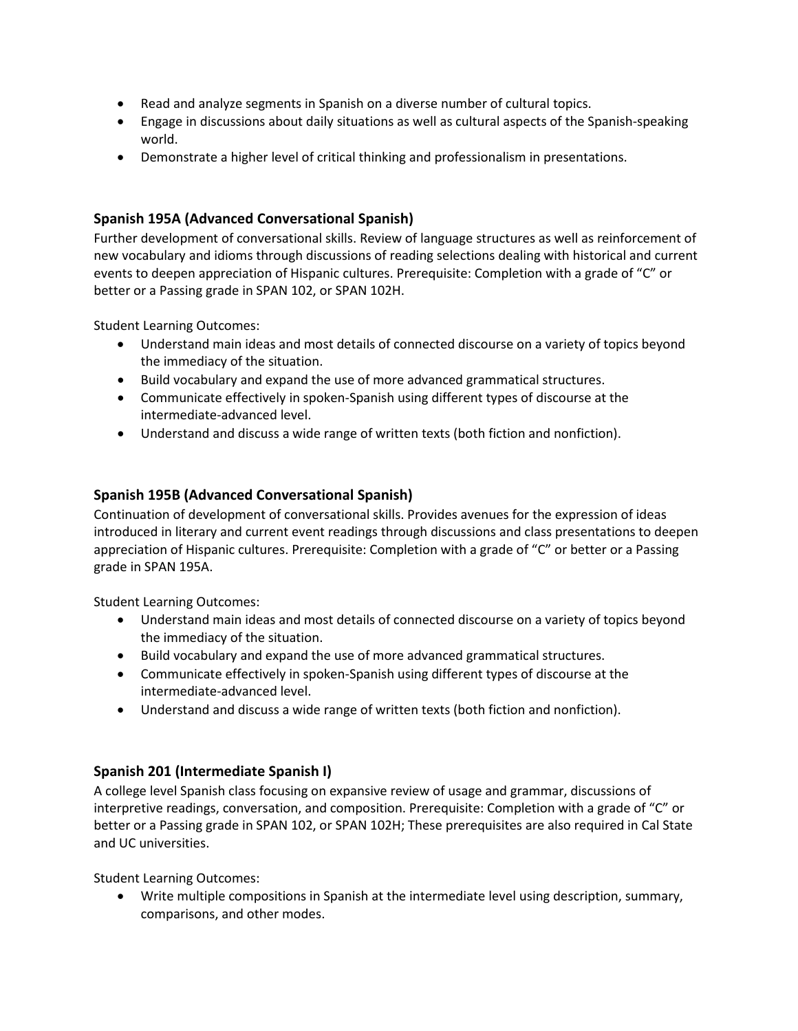- Read and analyze segments in Spanish on a diverse number of cultural topics.
- Engage in discussions about daily situations as well as cultural aspects of the Spanish-speaking world.
- Demonstrate a higher level of critical thinking and professionalism in presentations.

### Spanish 195A (Advanced Conversational Spanish)

Further development of conversational skills. Review of language structures as well as reinforcement of new vocabulary and idioms through discussions of reading selections dealing with historical and current events to deepen appreciation of Hispanic cultures. Prerequisite: Completion with a grade of "C" or better or a Passing grade in SPAN 102, or SPAN 102H.

Student Learning Outcomes:

- Understand main ideas and most details of connected discourse on a variety of topics beyond the immediacy of the situation.
- Build vocabulary and expand the use of more advanced grammatical structures.
- Communicate effectively in spoken-Spanish using different types of discourse at the intermediate-advanced level.
- Understand and discuss a wide range of written texts (both fiction and nonfiction).

### Spanish 195B (Advanced Conversational Spanish)

Continuation of development of conversational skills. Provides avenues for the expression of ideas introduced in literary and current event readings through discussions and class presentations to deepen appreciation of Hispanic cultures. Prerequisite: Completion with a grade of "C" or better or a Passing grade in SPAN 195A.

Student Learning Outcomes:

- Understand main ideas and most details of connected discourse on a variety of topics beyond the immediacy of the situation.
- Build vocabulary and expand the use of more advanced grammatical structures.
- Communicate effectively in spoken-Spanish using different types of discourse at the intermediate-advanced level.
- Understand and discuss a wide range of written texts (both fiction and nonfiction).

### Spanish 201 (Intermediate Spanish I)

A college level Spanish class focusing on expansive review of usage and grammar, discussions of interpretive readings, conversation, and composition. Prerequisite: Completion with a grade of "C" or better or a Passing grade in SPAN 102, or SPAN 102H; These prerequisites are also required in Cal State and UC universities.

Student Learning Outcomes:

- Write multiple compositions in Spanish at the intermediate level using description, summary, comparisons, and other modes.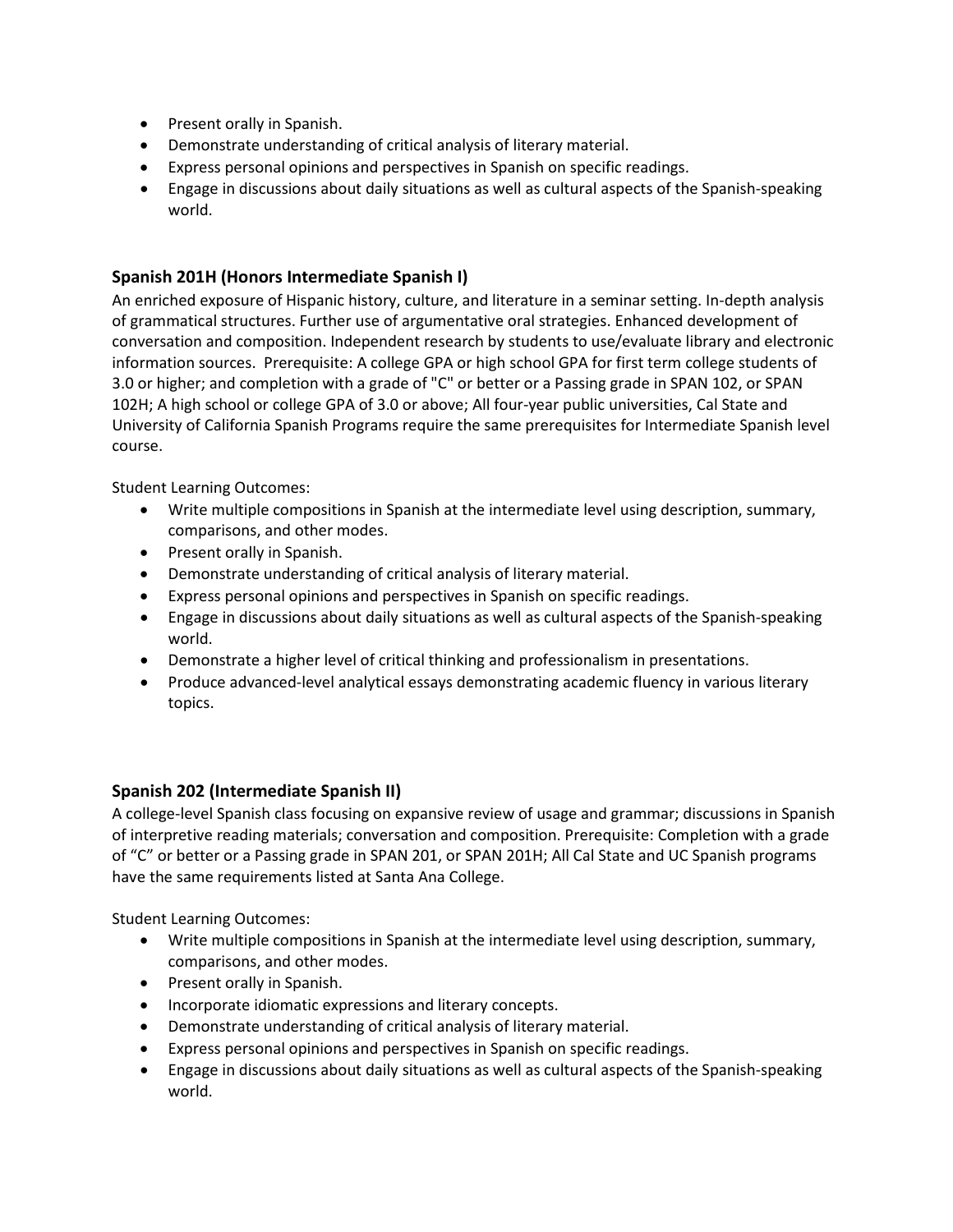- Present orally in Spanish.
- Demonstrate understanding of critical analysis of literary material.
- Express personal opinions and perspectives in Spanish on specific readings.
- Engage in discussions about daily situations as well as cultural aspects of the Spanish-speaking world.

### Spanish 201H (Honors Intermediate Spanish I)

An enriched exposure of Hispanic history, culture, and literature in a seminar setting. In-depth analysis of grammatical structures. Further use of argumentative oral strategies. Enhanced development of conversation and composition. Independent research by students to use/evaluate library and electronic information sources. Prerequisite: A college GPA or high school GPA for first term college students of 3.0 or higher; and completion with a grade of "C" or better or a Passing grade in SPAN 102, or SPAN 102H; A high school or college GPA of 3.0 or above; All four-year public universities, Cal State and University of California Spanish Programs require the same prerequisites for Intermediate Spanish level course.

Student Learning Outcomes:

- Write multiple compositions in Spanish at the intermediate level using description, summary, comparisons, and other modes.
- Present orally in Spanish.
- Demonstrate understanding of critical analysis of literary material.
- Express personal opinions and perspectives in Spanish on specific readings.
- Engage in discussions about daily situations as well as cultural aspects of the Spanish-speaking world.
- Demonstrate a higher level of critical thinking and professionalism in presentations.
- Produce advanced-level analytical essays demonstrating academic fluency in various literary topics.

### Spanish 202 (Intermediate Spanish II)

A college-level Spanish class focusing on expansive review of usage and grammar; discussions in Spanish of interpretive reading materials; conversation and composition. Prerequisite: Completion with a grade of "C" or better or a Passing grade in SPAN 201, or SPAN 201H; All Cal State and UC Spanish programs have the same requirements listed at Santa Ana College.

Student Learning Outcomes:

- Write multiple compositions in Spanish at the intermediate level using description, summary, comparisons, and other modes.
- Present orally in Spanish.
- Incorporate idiomatic expressions and literary concepts.
- Demonstrate understanding of critical analysis of literary material.
- Express personal opinions and perspectives in Spanish on specific readings.
- Engage in discussions about daily situations as well as cultural aspects of the Spanish-speaking world.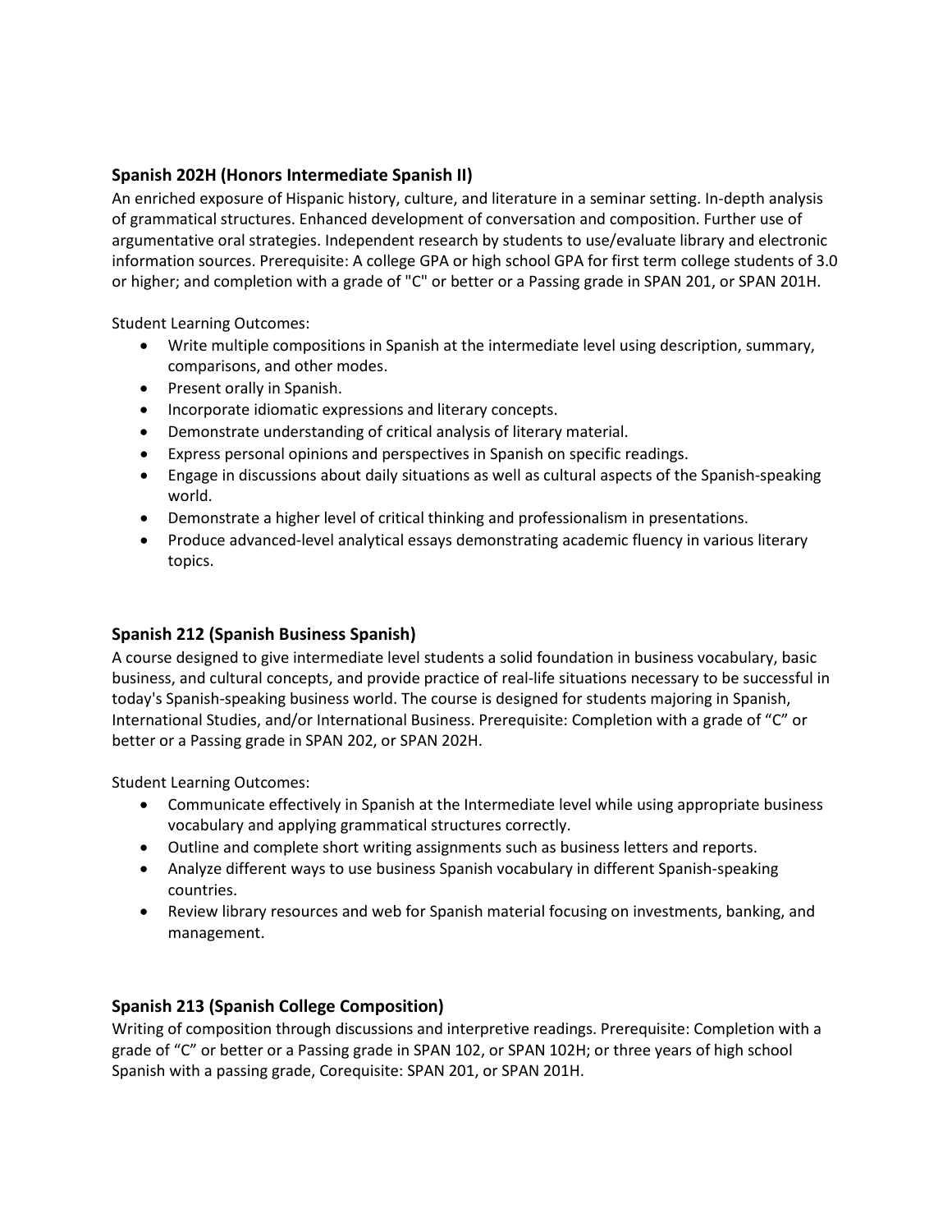### Spanish 202H (Honors Intermediate Spanish II)

An enriched exposure of Hispanic history, culture, and literature in a seminar setting. In-depth analysis of grammatical structures. Enhanced development of conversation and composition. Further use of argumentative oral strategies. Independent research by students to use/evaluate library and electronic information sources. Prerequisite: A college GPA or high school GPA for first term college students of 3.0 or higher; and completion with a grade of "C" or better or a Passing grade in SPAN 201, or SPAN 201H.

Student Learning Outcomes:

- Write multiple compositions in Spanish at the intermediate level using description, summary, comparisons, and other modes.
- Present orally in Spanish.
- Incorporate idiomatic expressions and literary concepts.
- Demonstrate understanding of critical analysis of literary material.
- Express personal opinions and perspectives in Spanish on specific readings.
- Engage in discussions about daily situations as well as cultural aspects of the Spanish-speaking world.
- Demonstrate a higher level of critical thinking and professionalism in presentations.
- Produce advanced-level analytical essays demonstrating academic fluency in various literary topics.

### Spanish 212 (Spanish Business Spanish)

A course designed to give intermediate level students a solid foundation in business vocabulary, basic business, and cultural concepts, and provide practice of real-life situations necessary to be successful in today's Spanish-speaking business world. The course is designed for students majoring in Spanish, International Studies, and/or International Business. Prerequisite: Completion with a grade of "C" or better or a Passing grade in SPAN 202, or SPAN 202H.

Student Learning Outcomes:

- Communicate effectively in Spanish at the Intermediate level while using appropriate business vocabulary and applying grammatical structures correctly.
- Outline and complete short writing assignments such as business letters and reports.
- Analyze different ways to use business Spanish vocabulary in different Spanish-speaking countries.
- Review library resources and web for Spanish material focusing on investments, banking, and management.

### Spanish 213 (Spanish College Composition)

Writing of composition through discussions and interpretive readings. Prerequisite: Completion with a grade of "C" or better or a Passing grade in SPAN 102, or SPAN 102H; or three years of high school Spanish with a passing grade, Corequisite: SPAN 201, or SPAN 201H.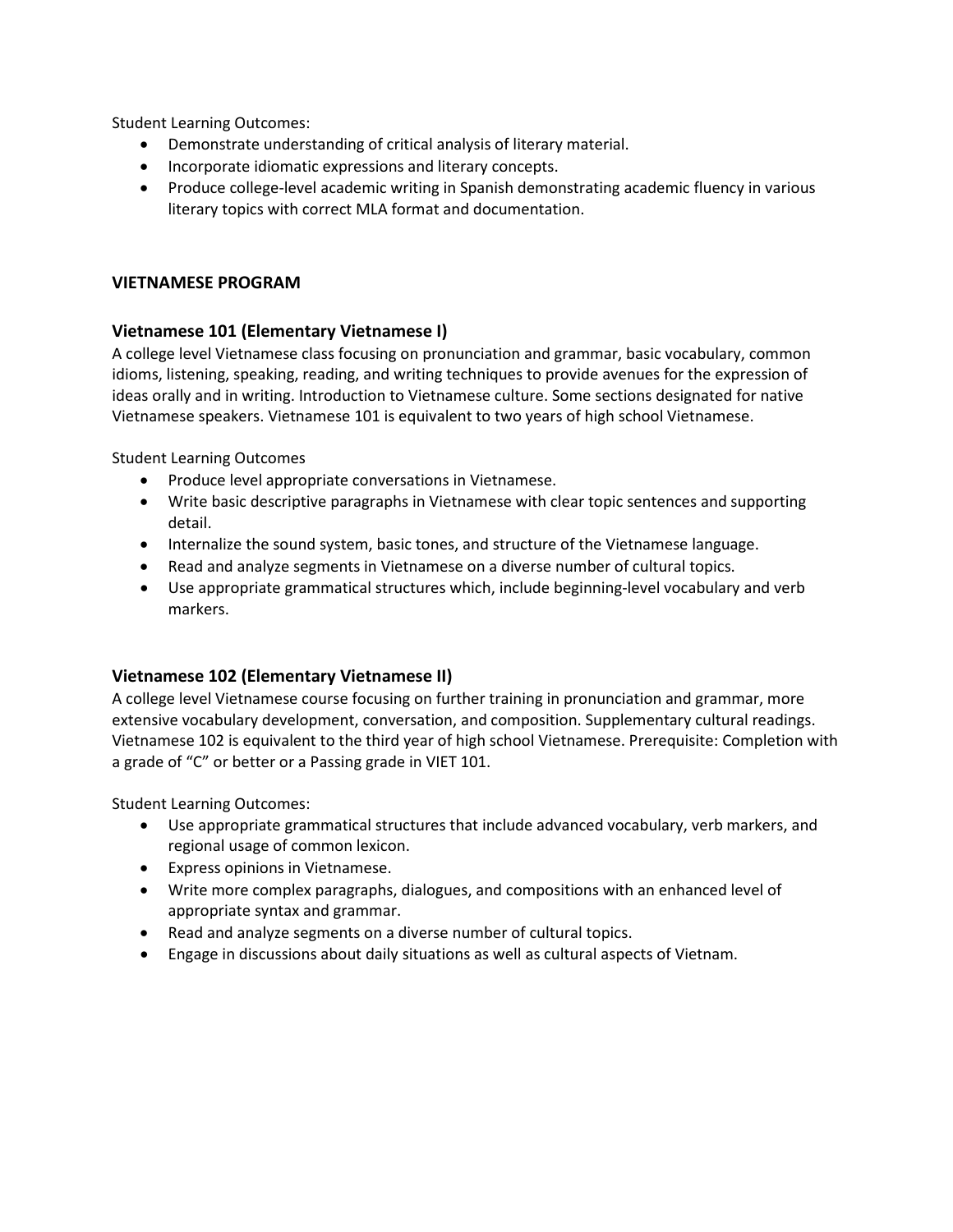Student Learning Outcomes:

- Demonstrate understanding of critical analysis of literary material.
- Incorporate idiomatic expressions and literary concepts.
- Produce college-level academic writing in Spanish demonstrating academic fluency in various literary topics with correct MLA format and documentation.

## VIETNAMESE PROGRAM

### Vietnamese 101 (Elementary Vietnamese I)

A college level Vietnamese class focusing on pronunciation and grammar, basic vocabulary, common idioms, listening, speaking, reading, and writing techniques to provide avenues for the expression of ideas orally and in writing. Introduction to Vietnamese culture. Some sections designated for native Vietnamese speakers. Vietnamese 101 is equivalent to two years of high school Vietnamese.

Student Learning Outcomes

- Produce level appropriate conversations in Vietnamese.
- Write basic descriptive paragraphs in Vietnamese with clear topic sentences and supporting detail.
- Internalize the sound system, basic tones, and structure of the Vietnamese language.
- Read and analyze segments in Vietnamese on a diverse number of cultural topics.
- Use appropriate grammatical structures which, include beginning-level vocabulary and verb markers.

### Vietnamese 102 (Elementary Vietnamese II)

A college level Vietnamese course focusing on further training in pronunciation and grammar, more extensive vocabulary development, conversation, and composition. Supplementary cultural readings. Vietnamese 102 is equivalent to the third year of high school Vietnamese. Prerequisite: Completion with a grade of "C" or better or a Passing grade in VIET 101.

Student Learning Outcomes:

- Use appropriate grammatical structures that include advanced vocabulary, verb markers, and regional usage of common lexicon.
- Express opinions in Vietnamese.
- Write more complex paragraphs, dialogues, and compositions with an enhanced level of appropriate syntax and grammar.
- Read and analyze segments on a diverse number of cultural topics.
- Engage in discussions about daily situations as well as cultural aspects of Vietnam.